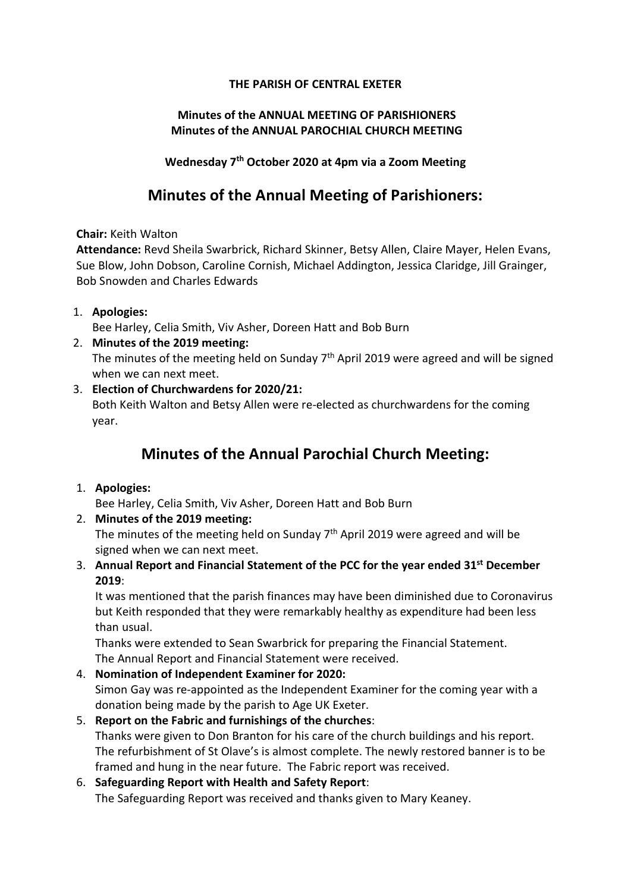**THE PARISH OF CENTRAL EXETER**

**Minutes of the ANNUAL MEETING OF PARISHIONERS**
**Minutes of the ANNUAL PAROCHIAL CHURCH MEETING**

**Wednesday 7th October 2020 at 4pm via a Zoom Meeting**

## Minutes of the Annual Meeting of Parishioners:

**Chair:** Keith Walton
**Attendance:** Revd Sheila Swarbrick, Richard Skinner, Betsy Allen, Claire Mayer, Helen Evans, Sue Blow, John Dobson, Caroline Cornish, Michael Addington, Jessica Claridge, Jill Grainger, Bob Snowden and Charles Edwards

1. **Apologies:**
   Bee Harley, Celia Smith, Viv Asher, Doreen Hatt and Bob Burn
2. **Minutes of the 2019 meeting:**
   The minutes of the meeting held on Sunday 7th April 2019 were agreed and will be signed when we can next meet.
3. **Election of Churchwardens for 2020/21:**
   Both Keith Walton and Betsy Allen were re-elected as churchwardens for the coming year.

## Minutes of the Annual Parochial Church Meeting:

1. **Apologies:**
   Bee Harley, Celia Smith, Viv Asher, Doreen Hatt and Bob Burn
2. **Minutes of the 2019 meeting:**
   The minutes of the meeting held on Sunday 7th April 2019 were agreed and will be signed when we can next meet.
3. **Annual Report and Financial Statement of the PCC for the year ended 31st December 2019**:
   It was mentioned that the parish finances may have been diminished due to Coronavirus but Keith responded that they were remarkably healthy as expenditure had been less than usual.
   Thanks were extended to Sean Swarbrick for preparing the Financial Statement.
   The Annual Report and Financial Statement were received.
4. **Nomination of Independent Examiner for 2020:**
   Simon Gay was re-appointed as the Independent Examiner for the coming year with a donation being made by the parish to Age UK Exeter.
5. **Report on the Fabric and furnishings of the churches**:
   Thanks were given to Don Branton for his care of the church buildings and his report. The refurbishment of St Olave's is almost complete. The newly restored banner is to be framed and hung in the near future. The Fabric report was received.
6. **Safeguarding Report with Health and Safety Report**:
   The Safeguarding Report was received and thanks given to Mary Keaney.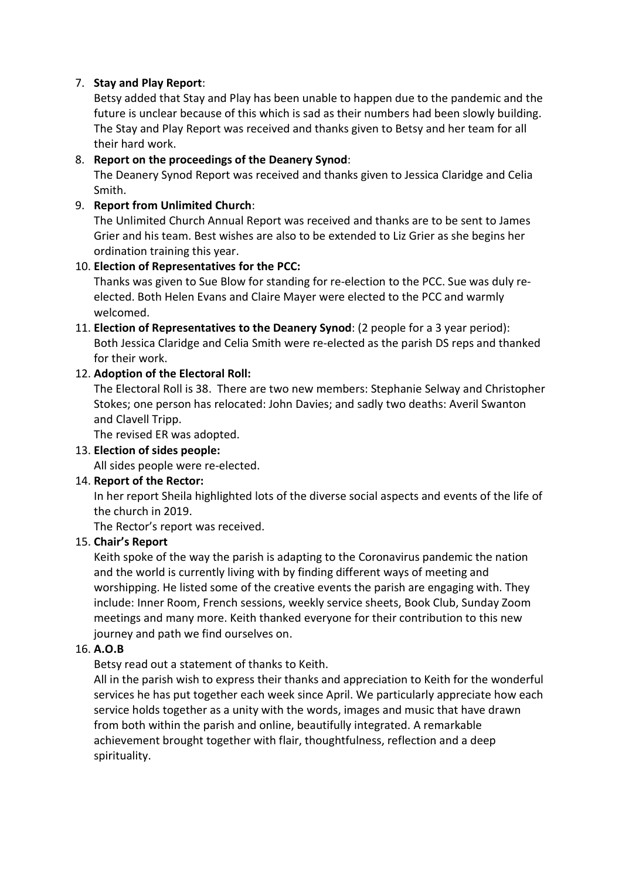7. **Stay and Play Report**:
   Betsy added that Stay and Play has been unable to happen due to the pandemic and the future is unclear because of this which is sad as their numbers had been slowly building. The Stay and Play Report was received and thanks given to Betsy and her team for all their hard work.
8. **Report on the proceedings of the Deanery Synod**:
   The Deanery Synod Report was received and thanks given to Jessica Claridge and Celia Smith.
9. **Report from Unlimited Church**:
   The Unlimited Church Annual Report was received and thanks are to be sent to James Grier and his team. Best wishes are also to be extended to Liz Grier as she begins her ordination training this year.
10. **Election of Representatives for the PCC:**
    Thanks was given to Sue Blow for standing for re-election to the PCC. Sue was duly re-elected. Both Helen Evans and Claire Mayer were elected to the PCC and warmly welcomed.
11. **Election of Representatives to the Deanery Synod**: (2 people for a 3 year period):
    Both Jessica Claridge and Celia Smith were re-elected as the parish DS reps and thanked for their work.
12. **Adoption of the Electoral Roll:**
    The Electoral Roll is 38. There are two new members: Stephanie Selway and Christopher Stokes; one person has relocated: John Davies; and sadly two deaths: Averil Swanton and Clavell Tripp.
    The revised ER was adopted.
13. **Election of sides people:**
    All sides people were re-elected.
14. **Report of the Rector:**
    In her report Sheila highlighted lots of the diverse social aspects and events of the life of the church in 2019.
    The Rector's report was received.
15. **Chair's Report**
    Keith spoke of the way the parish is adapting to the Coronavirus pandemic the nation and the world is currently living with by finding different ways of meeting and worshipping. He listed some of the creative events the parish are engaging with. They include: Inner Room, French sessions, weekly service sheets, Book Club, Sunday Zoom meetings and many more. Keith thanked everyone for their contribution to this new journey and path we find ourselves on.
16. **A.O.B**
    Betsy read out a statement of thanks to Keith.
    All in the parish wish to express their thanks and appreciation to Keith for the wonderful services he has put together each week since April. We particularly appreciate how each service holds together as a unity with the words, images and music that have drawn from both within the parish and online, beautifully integrated. A remarkable achievement brought together with flair, thoughtfulness, reflection and a deep spirituality.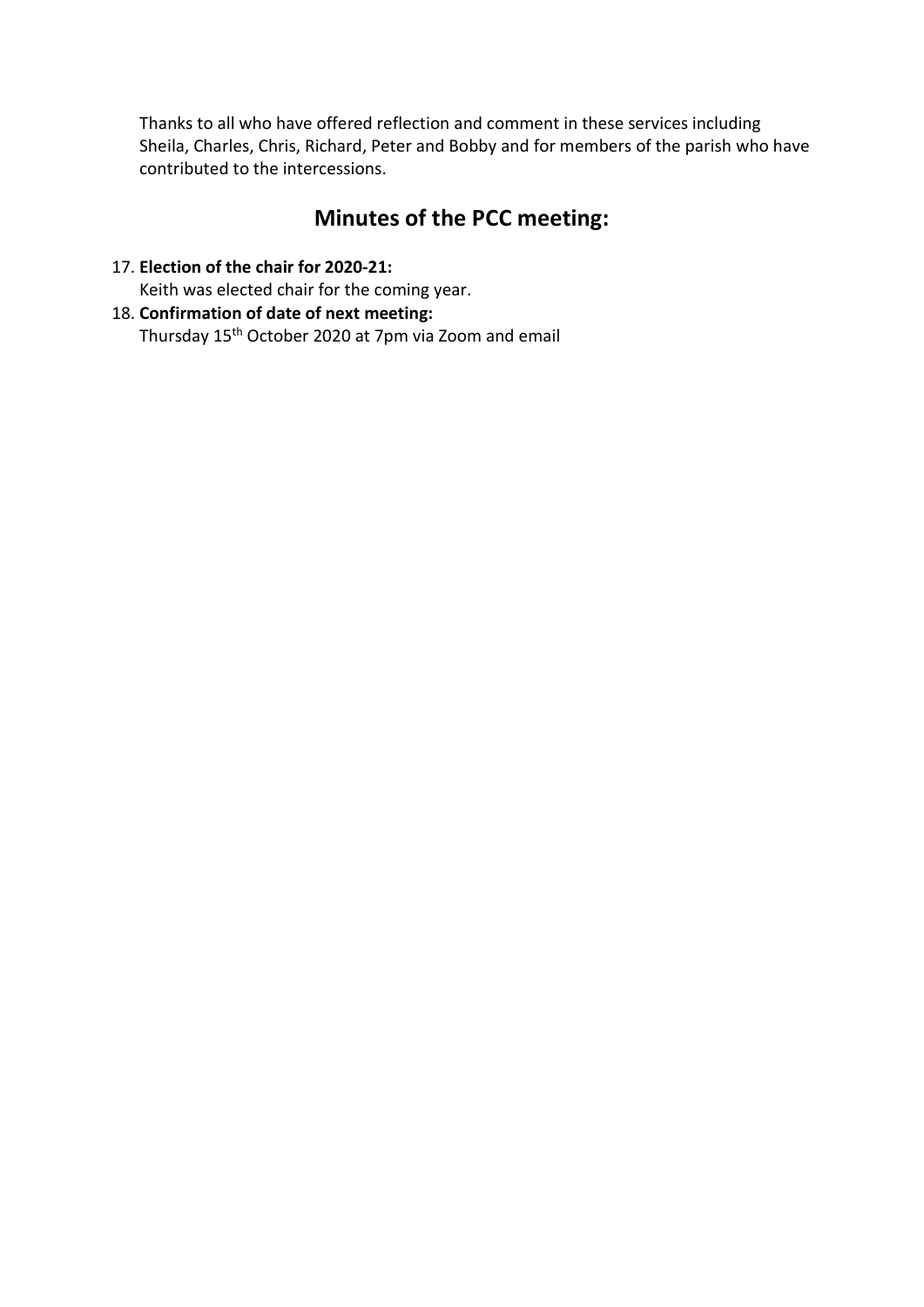Thanks to all who have offered reflection and comment in these services including Sheila, Charles, Chris, Richard, Peter and Bobby and for members of the parish who have contributed to the intercessions.

## Minutes of the PCC meeting:

17. **Election of the chair for 2020-21:**
    Keith was elected chair for the coming year.
18. **Confirmation of date of next meeting:**
    Thursday 15th October 2020 at 7pm via Zoom and email